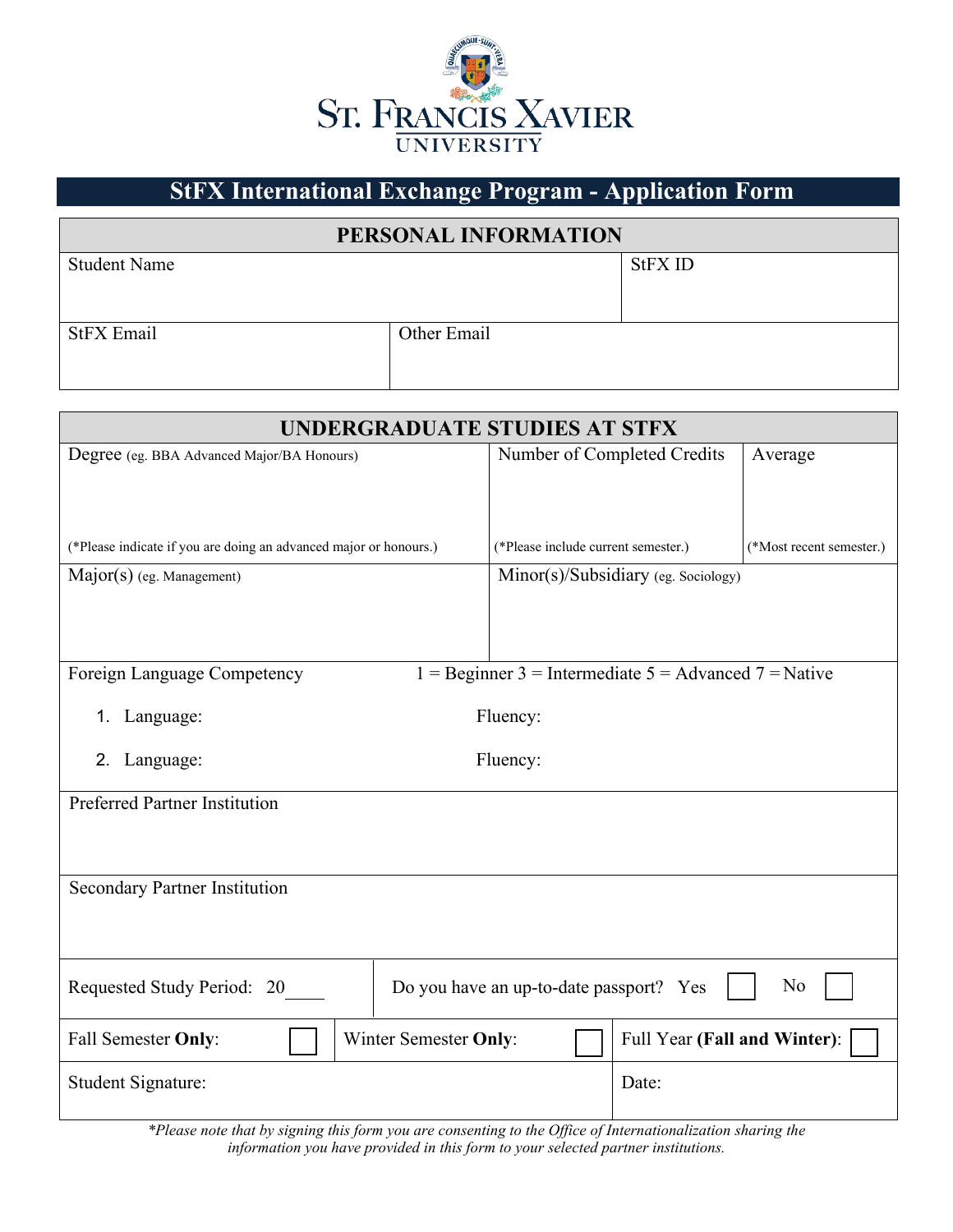St. Francis Xavier University

# StFX International Exchange Program - Application Form

## PERSONAL INFORMATION

| Student Name | | StFX ID |
|---|---|---|
| StFX Email | Other Email | |

## UNDERGRADUATE STUDIES AT STFX

| Degree (eg. BBA Advanced Major/BA Honours) | Number of Completed Credits | Average |
|---|---|---|
| (*Please indicate if you are doing an advanced major or honours.) | (*Please include current semester.) | (*Most recent semester.) |
| Major(s) (eg. Management) | Minor(s)/Subsidiary (eg. Sociology) | |

Foreign Language Competency    1 = Beginner 3 = Intermediate 5 = Advanced 7 = Native

1. Language:    Fluency:
2. Language:    Fluency:

Preferred Partner Institution

Secondary Partner Institution

| Requested Study Period: 20____ | Do you have an up-to-date passport? Yes ☐ No ☐ | |
|---|---|---|
| Fall Semester **Only**: ☐ | Winter Semester **Only**: ☐ | Full Year **(Fall and Winter)**: ☐ |
| Student Signature: | | Date: |

*\*Please note that by signing this form you are consenting to the Office of Internationalization sharing the information you have provided in this form to your selected partner institutions.*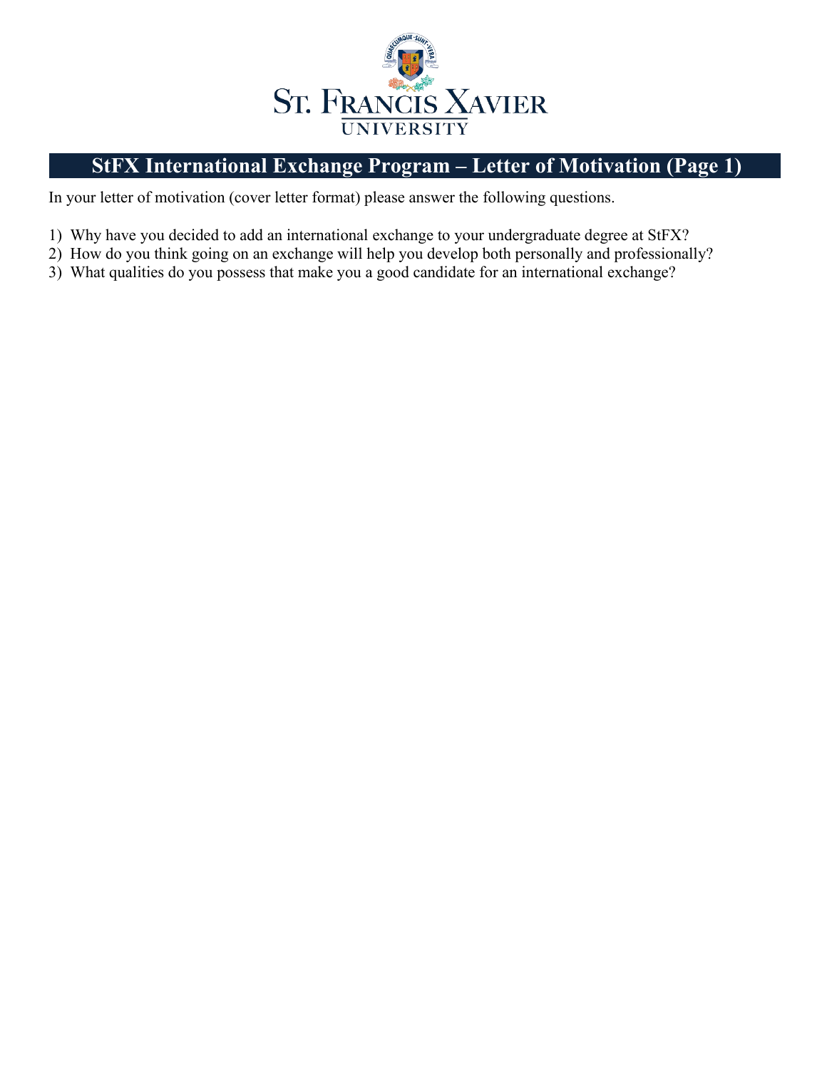ST. FRANCIS XAVIER UNIVERSITY

# StFX International Exchange Program – Letter of Motivation (Page 1)

In your letter of motivation (cover letter format) please answer the following questions.

1) Why have you decided to add an international exchange to your undergraduate degree at StFX?
2) How do you think going on an exchange will help you develop both personally and professionally?
3) What qualities do you possess that make you a good candidate for an international exchange?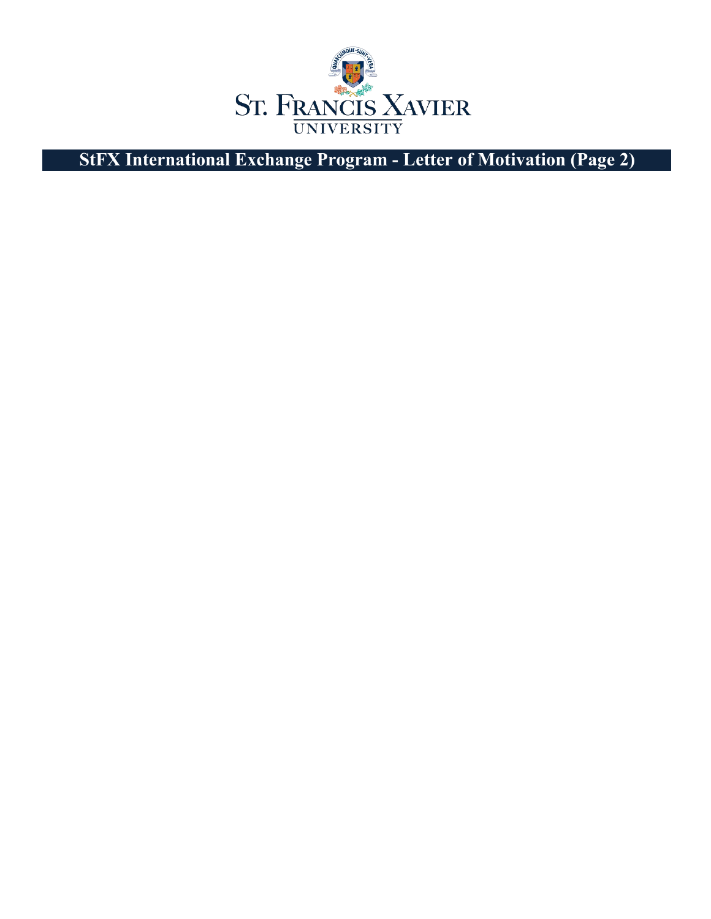ST. FRANCIS XAVIER UNIVERSITY

# StFX International Exchange Program - Letter of Motivation (Page 2)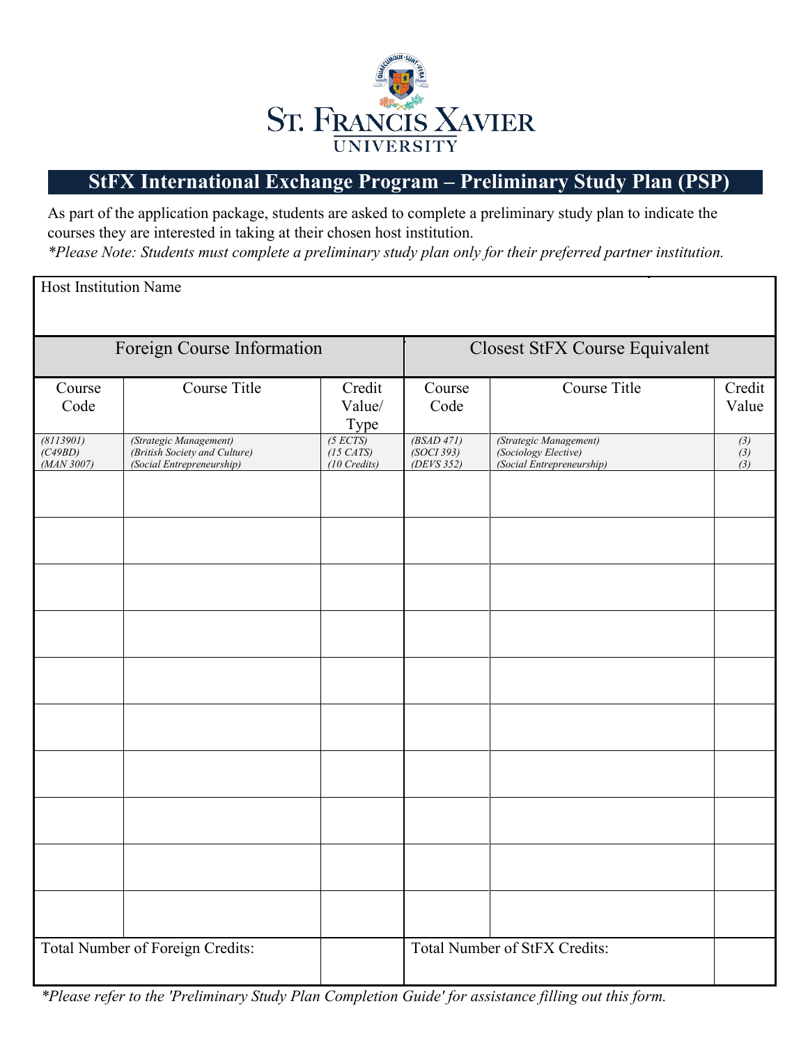ST. FRANCIS XAVIER
UNIVERSITY

## StFX International Exchange Program – Preliminary Study Plan (PSP)

As part of the application package, students are asked to complete a preliminary study plan to indicate the courses they are interested in taking at their chosen host institution.
*\*Please Note: Students must complete a preliminary study plan only for their preferred partner institution.*

Host Institution Name

| Foreign Course Information | | | Closest StFX Course Equivalent | | |
|---|---|---|---|---|---|
| Course Code | Course Title | Credit Value/ Type | Course Code | Course Title | Credit Value |
| *(8113901)*<br>*(C49BD)*<br>*(MAN 3007)* | *(Strategic Management)*<br>*(British Society and Culture)*<br>*(Social Entrepreneurship)* | *(5 ECTS)*<br>*(15 CATS)*<br>*(10 Credits)* | *(BSAD 471)*<br>*(SOCI 393)*<br>*(DEVS 352)* | *(Strategic Management)*<br>*(Sociology Elective)*<br>*(Social Entrepreneurship)* | *(3)*<br>*(3)*<br>*(3)* |
| | | | | | |
| | | | | | |
| | | | | | |
| | | | | | |
| | | | | | |
| | | | | | |
| | | | | | |
| | | | | | |
| | | | | | |
| | | | | | |
| Total Number of Foreign Credits: | | | Total Number of StFX Credits: | | |

*\*Please refer to the 'Preliminary Study Plan Completion Guide' for assistance filling out this form.*